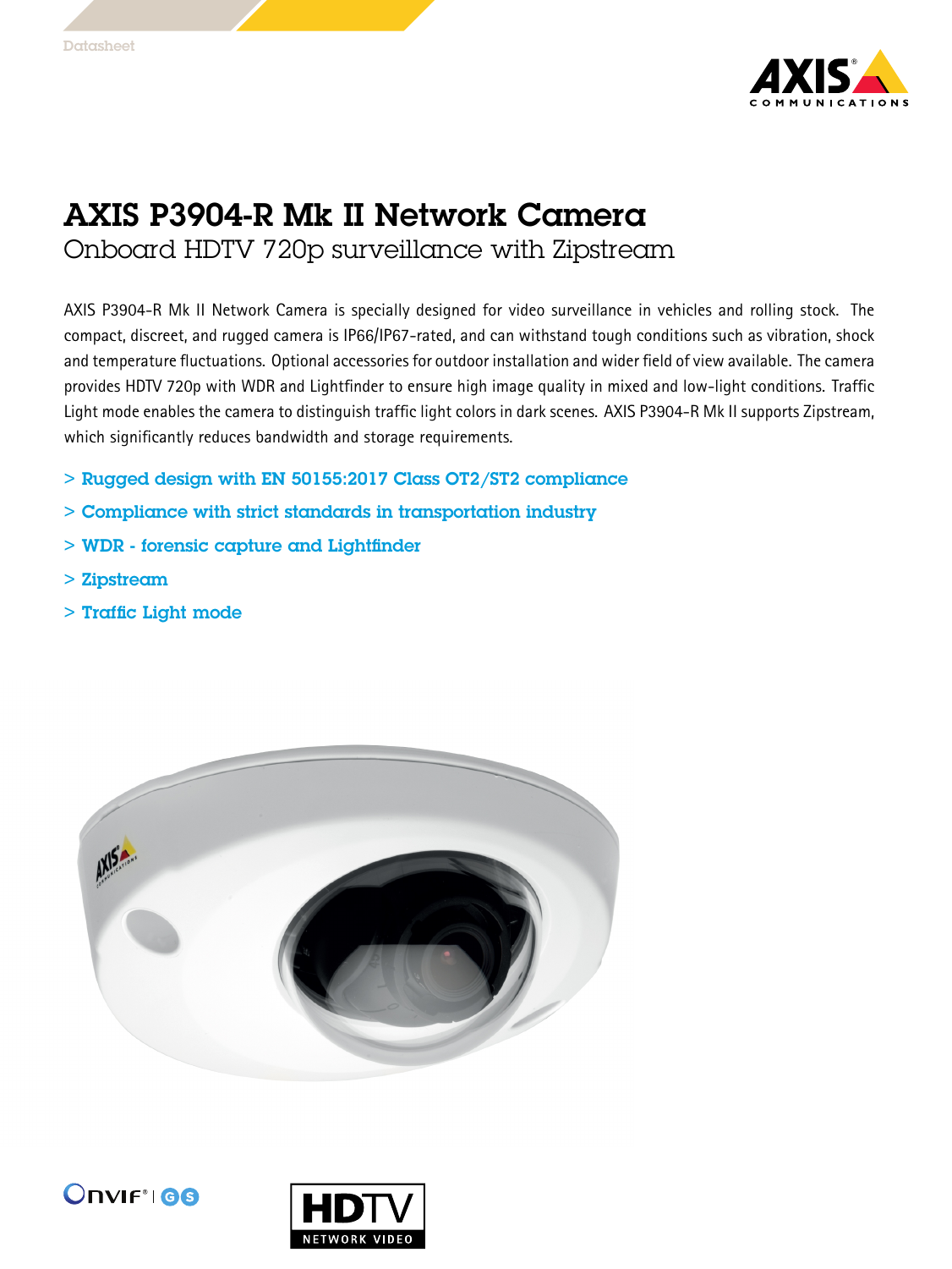Datasheet

# AXIS P3904-R Mk II Network Camera

## Onboard HDTV 720p surveillance with Zipstream

AXIS P3904-R Mk II Network Camera is specially designed for video surveillance in vehicles and rolling stock. The compact, discreet, and rugged camera is IP66/IP67-rated, and can withstand tough conditions such as vibration, shock and temperature fluctuations. Optional accessories for outdoor installation and wider field of view available. The camera provides HDTV 720p with WDR and Lightfinder to ensure high image quality in mixed and low-light conditions. Traffic Light mode enables the camera to distinguish traffic light colors in dark scenes. AXIS P3904-R Mk II supports Zipstream, which significantly reduces bandwidth and storage requirements.

- **Rugged design with EN 50155:2017 Class OT2/ST2 compliance**
- **Compliance with strict standards in transportation industry**
- **WDR - forensic capture and Lightfinder**
- **Zipstream**
- **Traffic Light mode**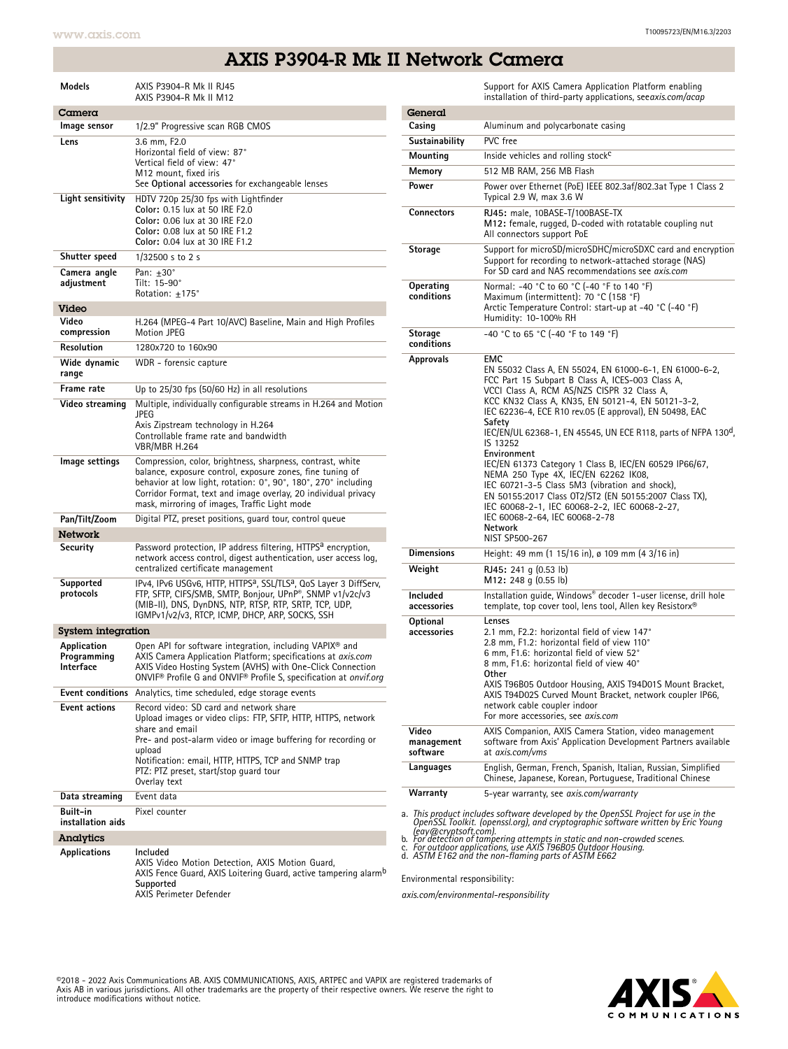# AXIS P3904-R Mk II Network Camera

| | |
|---|---|
| **Models** | AXIS P3904-R Mk II RJ45<br>AXIS P3904-R Mk II M12 |

## Camera

| | |
|---|---|
| **Image sensor** | 1/2.9" Progressive scan RGB CMOS |
| **Lens** | 3.6 mm, F2.0<br>Horizontal field of view: 87°<br>Vertical field of view: 47°<br>M12 mount, fixed iris<br>See **Optional accessories** for exchangeable lenses |
| **Light sensitivity** | HDTV 720p 25/30 fps with Lightfinder<br>**Color:** 0.15 lux at 50 IRE F2.0<br>**Color:** 0.06 lux at 30 IRE F2.0<br>**Color:** 0.08 lux at 50 IRE F1.2<br>**Color:** 0.04 lux at 30 IRE F1.2 |
| **Shutter speed** | 1/32500 s to 2 s |
| **Camera angle adjustment** | Pan: ±30°<br>Tilt: 15-90°<br>Rotation: ±175° |

## Video

| | |
|---|---|
| **Video compression** | H.264 (MPEG-4 Part 10/AVC) Baseline, Main and High Profiles<br>Motion JPEG |
| **Resolution** | 1280x720 to 160x90 |
| **Wide dynamic range** | WDR - forensic capture |
| **Frame rate** | Up to 25/30 fps (50/60 Hz) in all resolutions |
| **Video streaming** | Multiple, individually configurable streams in H.264 and Motion JPEG<br>Axis Zipstream technology in H.264<br>Controllable frame rate and bandwidth<br>VBR/MBR H.264 |
| **Image settings** | Compression, color, brightness, sharpness, contrast, white balance, exposure control, exposure zones, fine tuning of behavior at low light, rotation: 0°, 90°, 180°, 270° including Corridor Format, text and image overlay, 20 individual privacy mask, mirroring of images, Traffic Light mode |
| **Pan/Tilt/Zoom** | Digital PTZ, preset positions, guard tour, control queue |

## Network

| | |
|---|---|
| **Security** | Password protection, IP address filtering, HTTPS[a] encryption, network access control, digest authentication, user access log, centralized certificate management |
| **Supported protocols** | IPv4, IPv6 USGv6, HTTP, HTTPS[a], SSL/TLS[a], QoS Layer 3 DiffServ, FTP, SFTP, CIFS/SMB, SMTP, Bonjour, UPnP®, SNMP v1/v2c/v3 (MIB-II), DNS, DynDNS, NTP, RTSP, RTP, SRTP, TCP, UDP, IGMPv1/v2/v3, RTCP, ICMP, DHCP, ARP, SOCKS, SSH |

## System integration

| | |
|---|---|
| **Application Programming Interface** | Open API for software integration, including VAPIX® and AXIS Camera Application Platform; specifications at *axis.com*<br>AXIS Video Hosting System (AVHS) with One-Click Connection<br>ONVIF® Profile G and ONVIF® Profile S, specification at *onvif.org*<br>Support for AXIS Camera Application Platform enabling installation of third-party applications, see *axis.com/acap* |
| **Event conditions** | Analytics, time scheduled, edge storage events |
| **Event actions** | Record video: SD card and network share<br>Upload images or video clips: FTP, SFTP, HTTP, HTTPS, network share and email<br>Pre- and post-alarm video or image buffering for recording or upload<br>Notification: email, HTTP, HTTPS, TCP and SNMP trap<br>PTZ: PTZ preset, start/stop guard tour<br>Overlay text |
| **Data streaming** | Event data |
| **Built-in installation aids** | Pixel counter |

## Analytics

| | |
|---|---|
| **Applications** | **Included**<br>AXIS Video Motion Detection, AXIS Motion Guard, AXIS Fence Guard, AXIS Loitering Guard, active tampering alarm[b]<br>**Supported**<br>AXIS Perimeter Defender |

## General

| | |
|---|---|
| **Casing** | Aluminum and polycarbonate casing |
| **Sustainability** | PVC free |
| **Mounting** | Inside vehicles and rolling stock[c] |
| **Memory** | 512 MB RAM, 256 MB Flash |
| **Power** | Power over Ethernet (PoE) IEEE 802.3af/802.3at Type 1 Class 2<br>Typical 2.9 W, max 3.6 W |
| **Connectors** | **RJ45:** male, 10BASE-T/100BASE-TX<br>**M12:** female, rugged, D-coded with rotatable coupling nut<br>All connectors support PoE |
| **Storage** | Support for microSD/microSDHC/microSDXC card and encryption<br>Support for recording to network-attached storage (NAS)<br>For SD card and NAS recommendations see *axis.com* |
| **Operating conditions** | Normal: -40 °C to 60 °C (-40 °F to 140 °F)<br>Maximum (intermittent): 70 °C (158 °F)<br>Arctic Temperature Control: start-up at -40 °C (-40 °F)<br>Humidity: 10-100% RH |
| **Storage conditions** | -40 °C to 65 °C (-40 °F to 149 °F) |
| **Approvals** | **EMC**<br>EN 55032 Class A, EN 55024, EN 61000-6-1, EN 61000-6-2, FCC Part 15 Subpart B Class A, ICES-003 Class A, VCCI Class A, RCM AS/NZS CISPR 32 Class A, KCC KN32 Class A, KN35, EN 50121-4, EN 50121-3-2, IEC 62236-4, ECE R10 rev.05 (E approval), EN 50498, EAC<br>**Safety**<br>IEC/EN/UL 62368-1, EN 45545, UN ECE R118, parts of NFPA 130[d], IS 13252<br>**Environment**<br>IEC/EN 61373 Category 1 Class B, IEC/EN 60529 IP66/67, NEMA 250 Type 4X, IEC/EN 62262 IK08, IEC 60721-3-5 Class 5M3 (vibration and shock), EN 50155:2017 Class OT2/ST2 (EN 50155:2007 Class TX), IEC 60068-2-1, IEC 60068-2-2, IEC 60068-2-27, IEC 60068-2-64, IEC 60068-2-78<br>**Network**<br>NIST SP500-267 |
| **Dimensions** | Height: 49 mm (1 15/16 in), ø 109 mm (4 3/16 in) |
| **Weight** | **RJ45:** 241 g (0.53 lb)<br>**M12:** 248 g (0.55 lb) |
| **Included accessories** | Installation guide, Windows® decoder 1-user license, drill hole template, top cover tool, lens tool, Allen key Resistorx® |
| **Optional accessories** | **Lenses**<br>2.1 mm, F2.2: horizontal field of view 147°<br>2.8 mm, F1.2: horizontal field of view 110°<br>6 mm, F1.6: horizontal field of view 52°<br>8 mm, F1.6: horizontal field of view 40°<br>**Other**<br>AXIS T96B05 Outdoor Housing, AXIS T94D01S Mount Bracket, AXIS T94D02S Curved Mount Bracket, network coupler IP66, network cable coupler indoor<br>For more accessories, see *axis.com* |
| **Video management software** | AXIS Companion, AXIS Camera Station, video management software from Axis' Application Development Partners available at *axis.com/vms* |
| **Languages** | English, German, French, Spanish, Italian, Russian, Simplified Chinese, Japanese, Korean, Portuguese, Traditional Chinese |
| **Warranty** | 5-year warranty, see *axis.com/warranty* |

a. *This product includes software developed by the OpenSSL Project for use in the OpenSSL Toolkit. (openssl.org), and cryptographic software written by Eric Young (eay@cryptsoft.com).*
b. *For detection of tampering attempts in static and non-crowded scenes.*
c. *For outdoor applications, use AXIS T96B05 Outdoor Housing.*
d. *ASTM E162 and the non-flaming parts of ASTM E662*

Environmental responsibility:

*axis.com/environmental-responsibility*

©2018 - 2022 Axis Communications AB. AXIS COMMUNICATIONS, AXIS, ARTPEC and VAPIX are registered trademarks of Axis AB in various jurisdictions. All other trademarks are the property of their respective owners. We reserve the right to introduce modifications without notice.